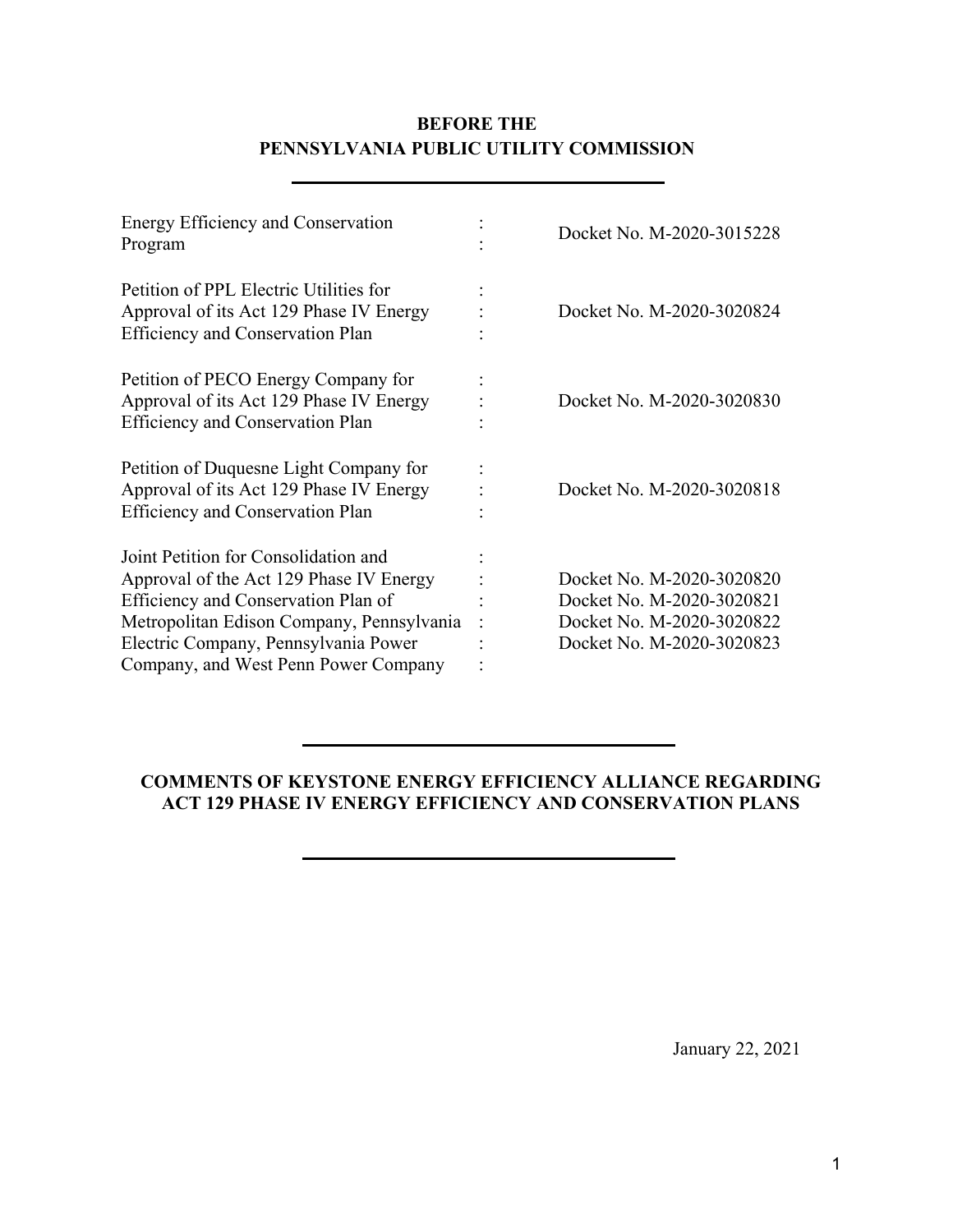**BEFORE THE**
**PENNSYLVANIA PUBLIC UTILITY COMMISSION**

---

| | | |
|---|---|---|
| Energy Efficiency and Conservation Program | : | Docket No. M-2020-3015228 |
| Petition of PPL Electric Utilities for Approval of its Act 129 Phase IV Energy Efficiency and Conservation Plan | : | Docket No. M-2020-3020824 |
| Petition of PECO Energy Company for Approval of its Act 129 Phase IV Energy Efficiency and Conservation Plan | : | Docket No. M-2020-3020830 |
| Petition of Duquesne Light Company for Approval of its Act 129 Phase IV Energy Efficiency and Conservation Plan | : | Docket No. M-2020-3020818 |
| Joint Petition for Consolidation and Approval of the Act 129 Phase IV Energy Efficiency and Conservation Plan of Metropolitan Edison Company, Pennsylvania Electric Company, Pennsylvania Power Company, and West Penn Power Company | : | Docket No. M-2020-3020820<br>Docket No. M-2020-3020821<br>Docket No. M-2020-3020822<br>Docket No. M-2020-3020823 |

---

**COMMENTS OF KEYSTONE ENERGY EFFICIENCY ALLIANCE REGARDING ACT 129 PHASE IV ENERGY EFFICIENCY AND CONSERVATION PLANS**

---

January 22, 2021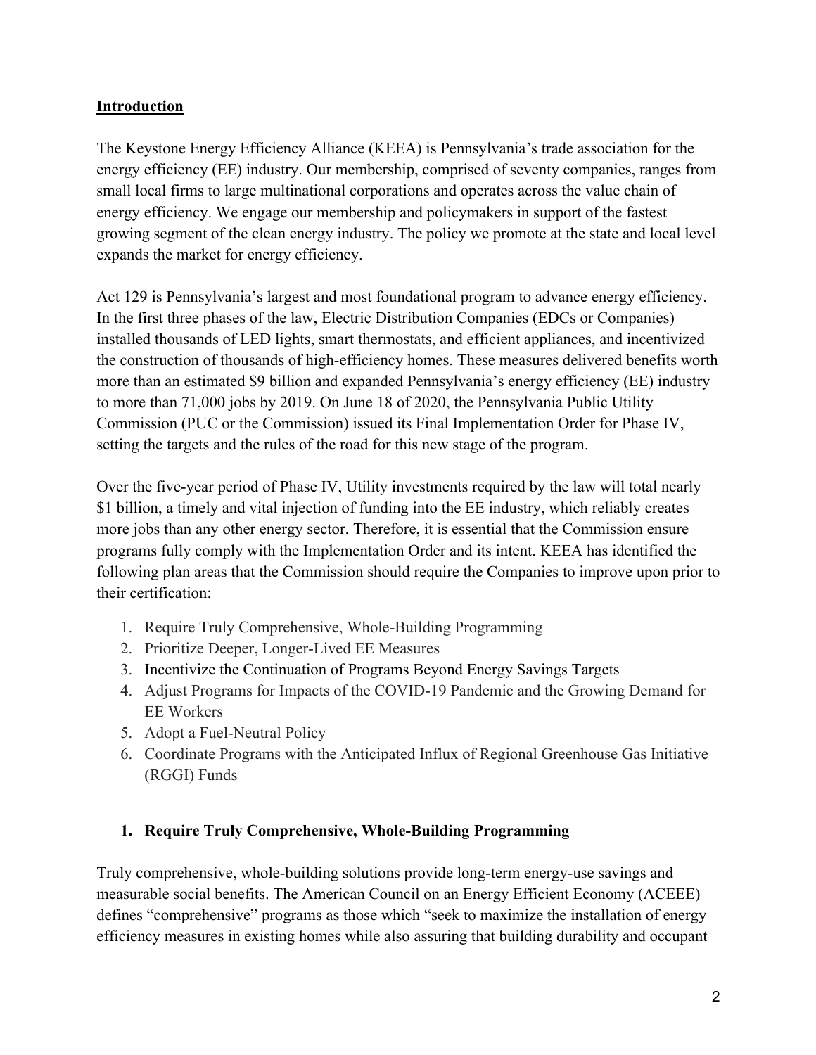## Introduction

The Keystone Energy Efficiency Alliance (KEEA) is Pennsylvania's trade association for the energy efficiency (EE) industry. Our membership, comprised of seventy companies, ranges from small local firms to large multinational corporations and operates across the value chain of energy efficiency. We engage our membership and policymakers in support of the fastest growing segment of the clean energy industry. The policy we promote at the state and local level expands the market for energy efficiency.

Act 129 is Pennsylvania's largest and most foundational program to advance energy efficiency. In the first three phases of the law, Electric Distribution Companies (EDCs or Companies) installed thousands of LED lights, smart thermostats, and efficient appliances, and incentivized the construction of thousands of high-efficiency homes. These measures delivered benefits worth more than an estimated $9 billion and expanded Pennsylvania's energy efficiency (EE) industry to more than 71,000 jobs by 2019. On June 18 of 2020, the Pennsylvania Public Utility Commission (PUC or the Commission) issued its Final Implementation Order for Phase IV, setting the targets and the rules of the road for this new stage of the program.

Over the five-year period of Phase IV, Utility investments required by the law will total nearly $1 billion, a timely and vital injection of funding into the EE industry, which reliably creates more jobs than any other energy sector. Therefore, it is essential that the Commission ensure programs fully comply with the Implementation Order and its intent. KEEA has identified the following plan areas that the Commission should require the Companies to improve upon prior to their certification:

1. Require Truly Comprehensive, Whole-Building Programming
2. Prioritize Deeper, Longer-Lived EE Measures
3. Incentivize the Continuation of Programs Beyond Energy Savings Targets
4. Adjust Programs for Impacts of the COVID-19 Pandemic and the Growing Demand for EE Workers
5. Adopt a Fuel-Neutral Policy
6. Coordinate Programs with the Anticipated Influx of Regional Greenhouse Gas Initiative (RGGI) Funds

### 1. Require Truly Comprehensive, Whole-Building Programming

Truly comprehensive, whole-building solutions provide long-term energy-use savings and measurable social benefits. The American Council on an Energy Efficient Economy (ACEEE) defines "comprehensive" programs as those which "seek to maximize the installation of energy efficiency measures in existing homes while also assuring that building durability and occupant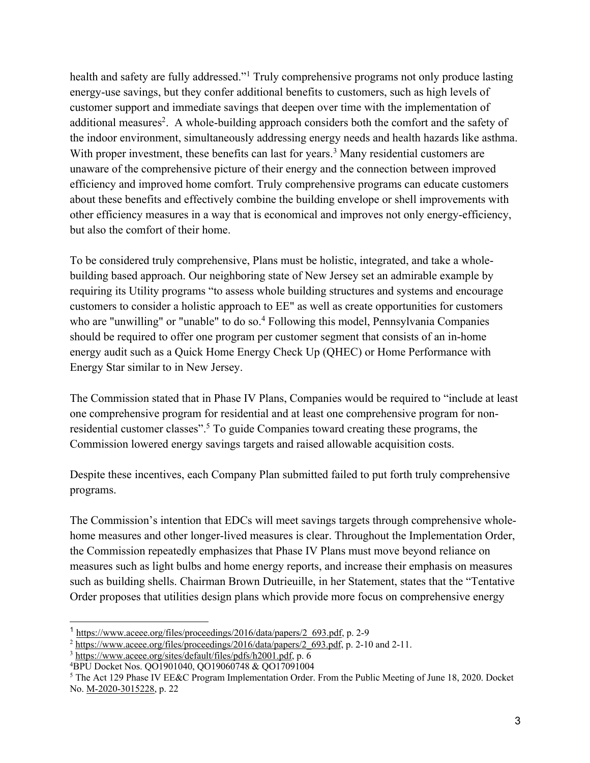health and safety are fully addressed."[1] Truly comprehensive programs not only produce lasting energy-use savings, but they confer additional benefits to customers, such as high levels of customer support and immediate savings that deepen over time with the implementation of additional measures[2]. A whole-building approach considers both the comfort and the safety of the indoor environment, simultaneously addressing energy needs and health hazards like asthma. With proper investment, these benefits can last for years.[3] Many residential customers are unaware of the comprehensive picture of their energy and the connection between improved efficiency and improved home comfort. Truly comprehensive programs can educate customers about these benefits and effectively combine the building envelope or shell improvements with other efficiency measures in a way that is economical and improves not only energy-efficiency, but also the comfort of their home.

To be considered truly comprehensive, Plans must be holistic, integrated, and take a whole-building based approach. Our neighboring state of New Jersey set an admirable example by requiring its Utility programs "to assess whole building structures and systems and encourage customers to consider a holistic approach to EE" as well as create opportunities for customers who are "unwilling" or "unable" to do so.[4] Following this model, Pennsylvania Companies should be required to offer one program per customer segment that consists of an in-home energy audit such as a Quick Home Energy Check Up (QHEC) or Home Performance with Energy Star similar to in New Jersey.

The Commission stated that in Phase IV Plans, Companies would be required to "include at least one comprehensive program for residential and at least one comprehensive program for non-residential customer classes".[5] To guide Companies toward creating these programs, the Commission lowered energy savings targets and raised allowable acquisition costs.

Despite these incentives, each Company Plan submitted failed to put forth truly comprehensive programs.

The Commission's intention that EDCs will meet savings targets through comprehensive whole-home measures and other longer-lived measures is clear. Throughout the Implementation Order, the Commission repeatedly emphasizes that Phase IV Plans must move beyond reliance on measures such as light bulbs and home energy reports, and increase their emphasis on measures such as building shells. Chairman Brown Dutrieuille, in her Statement, states that the "Tentative Order proposes that utilities design plans which provide more focus on comprehensive energy

---

[1] https://www.aceee.org/files/proceedings/2016/data/papers/2_693.pdf, p. 2-9

[2] https://www.aceee.org/files/proceedings/2016/data/papers/2_693.pdf, p. 2-10 and 2-11.

[3] https://www.aceee.org/sites/default/files/pdfs/h2001.pdf, p. 6

[4] BPU Docket Nos. QO1901040, QO19060748 & QO17091004

[5] The Act 129 Phase IV EE&C Program Implementation Order. From the Public Meeting of June 18, 2020. Docket No. M-2020-3015228, p. 22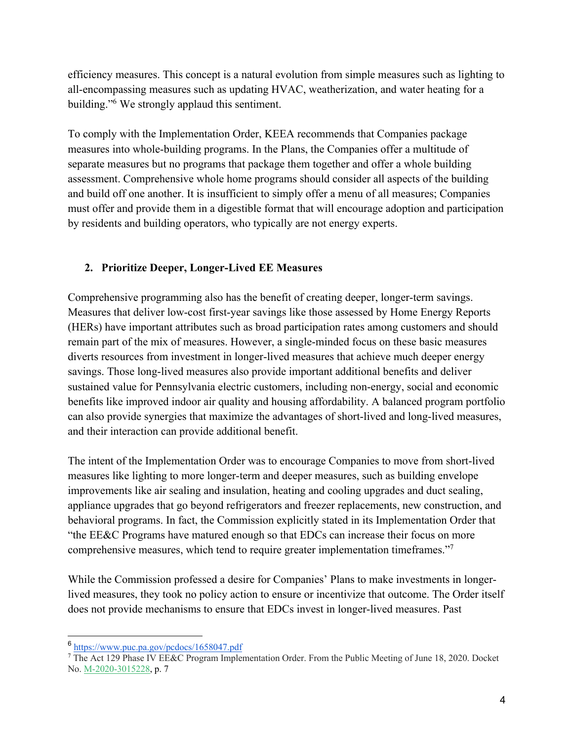efficiency measures. This concept is a natural evolution from simple measures such as lighting to all-encompassing measures such as updating HVAC, weatherization, and water heating for a building."[6] We strongly applaud this sentiment.

To comply with the Implementation Order, KEEA recommends that Companies package measures into whole-building programs. In the Plans, the Companies offer a multitude of separate measures but no programs that package them together and offer a whole building assessment. Comprehensive whole home programs should consider all aspects of the building and build off one another. It is insufficient to simply offer a menu of all measures; Companies must offer and provide them in a digestible format that will encourage adoption and participation by residents and building operators, who typically are not energy experts.

## 2. Prioritize Deeper, Longer-Lived EE Measures

Comprehensive programming also has the benefit of creating deeper, longer-term savings. Measures that deliver low-cost first-year savings like those assessed by Home Energy Reports (HERs) have important attributes such as broad participation rates among customers and should remain part of the mix of measures. However, a single-minded focus on these basic measures diverts resources from investment in longer-lived measures that achieve much deeper energy savings. Those long-lived measures also provide important additional benefits and deliver sustained value for Pennsylvania electric customers, including non-energy, social and economic benefits like improved indoor air quality and housing affordability. A balanced program portfolio can also provide synergies that maximize the advantages of short-lived and long-lived measures, and their interaction can provide additional benefit.

The intent of the Implementation Order was to encourage Companies to move from short-lived measures like lighting to more longer-term and deeper measures, such as building envelope improvements like air sealing and insulation, heating and cooling upgrades and duct sealing, appliance upgrades that go beyond refrigerators and freezer replacements, new construction, and behavioral programs. In fact, the Commission explicitly stated in its Implementation Order that "the EE&C Programs have matured enough so that EDCs can increase their focus on more comprehensive measures, which tend to require greater implementation timeframes."[7]

While the Commission professed a desire for Companies' Plans to make investments in longer-lived measures, they took no policy action to ensure or incentivize that outcome. The Order itself does not provide mechanisms to ensure that EDCs invest in longer-lived measures. Past

---

[6] https://www.puc.pa.gov/pcdocs/1658047.pdf

[7] The Act 129 Phase IV EE&C Program Implementation Order. From the Public Meeting of June 18, 2020. Docket No. M-2020-3015228, p. 7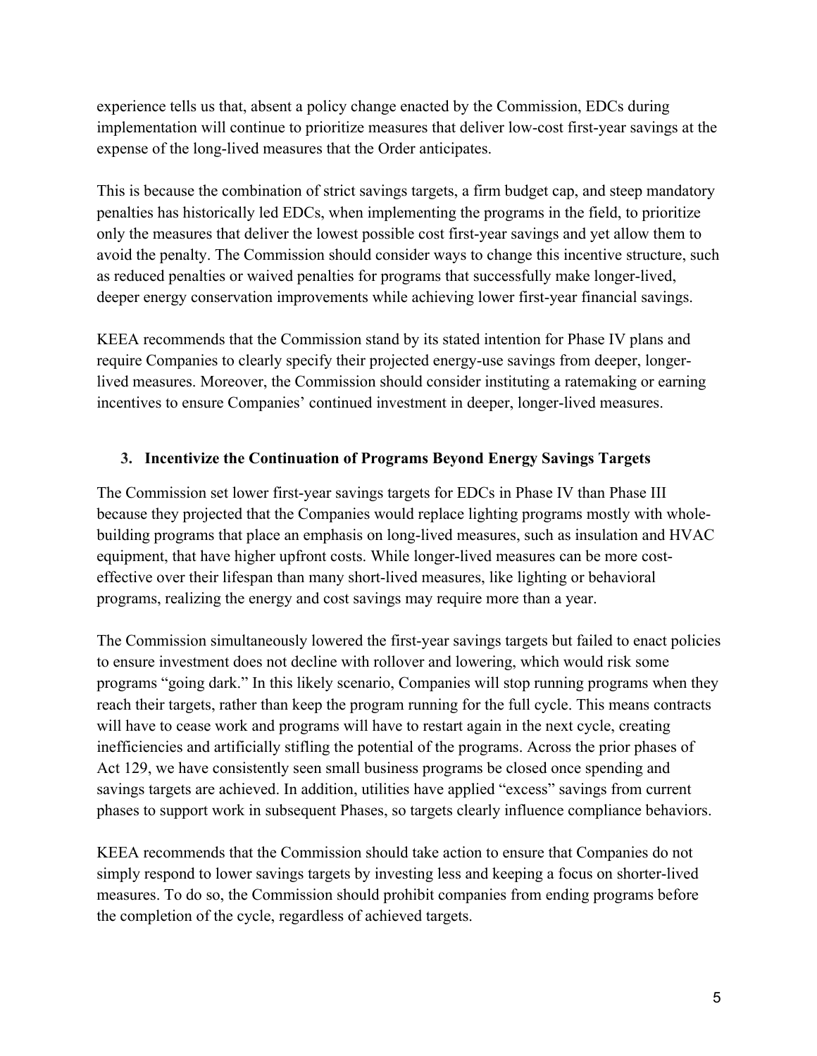experience tells us that, absent a policy change enacted by the Commission, EDCs during implementation will continue to prioritize measures that deliver low-cost first-year savings at the expense of the long-lived measures that the Order anticipates.

This is because the combination of strict savings targets, a firm budget cap, and steep mandatory penalties has historically led EDCs, when implementing the programs in the field, to prioritize only the measures that deliver the lowest possible cost first-year savings and yet allow them to avoid the penalty. The Commission should consider ways to change this incentive structure, such as reduced penalties or waived penalties for programs that successfully make longer-lived, deeper energy conservation improvements while achieving lower first-year financial savings.

KEEA recommends that the Commission stand by its stated intention for Phase IV plans and require Companies to clearly specify their projected energy-use savings from deeper, longer-lived measures. Moreover, the Commission should consider instituting a ratemaking or earning incentives to ensure Companies' continued investment in deeper, longer-lived measures.

### 3. Incentivize the Continuation of Programs Beyond Energy Savings Targets

The Commission set lower first-year savings targets for EDCs in Phase IV than Phase III because they projected that the Companies would replace lighting programs mostly with whole-building programs that place an emphasis on long-lived measures, such as insulation and HVAC equipment, that have higher upfront costs. While longer-lived measures can be more cost-effective over their lifespan than many short-lived measures, like lighting or behavioral programs, realizing the energy and cost savings may require more than a year.

The Commission simultaneously lowered the first-year savings targets but failed to enact policies to ensure investment does not decline with rollover and lowering, which would risk some programs "going dark." In this likely scenario, Companies will stop running programs when they reach their targets, rather than keep the program running for the full cycle. This means contracts will have to cease work and programs will have to restart again in the next cycle, creating inefficiencies and artificially stifling the potential of the programs. Across the prior phases of Act 129, we have consistently seen small business programs be closed once spending and savings targets are achieved. In addition, utilities have applied "excess" savings from current phases to support work in subsequent Phases, so targets clearly influence compliance behaviors.

KEEA recommends that the Commission should take action to ensure that Companies do not simply respond to lower savings targets by investing less and keeping a focus on shorter-lived measures. To do so, the Commission should prohibit companies from ending programs before the completion of the cycle, regardless of achieved targets.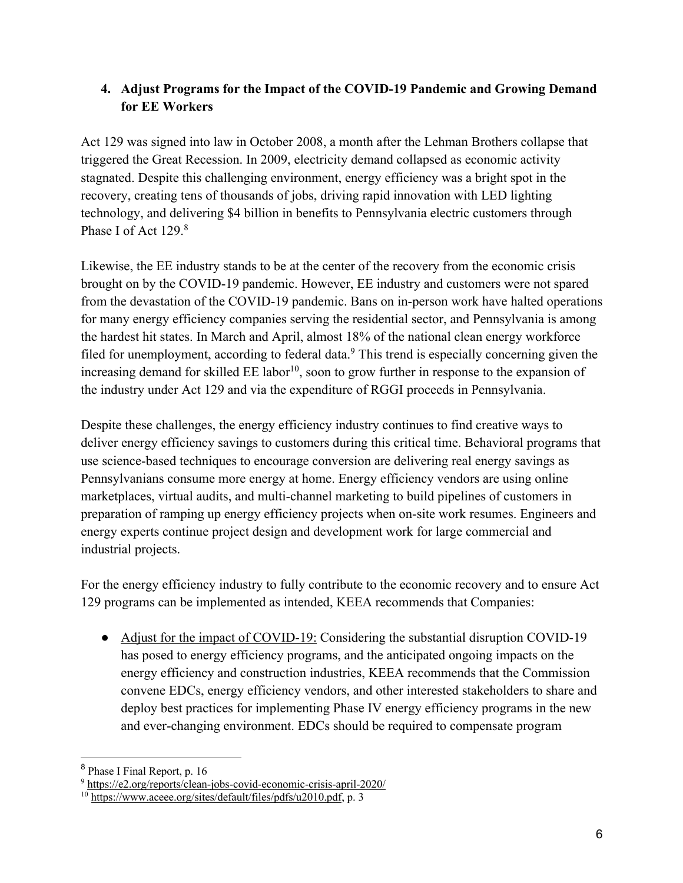### 4. Adjust Programs for the Impact of the COVID-19 Pandemic and Growing Demand for EE Workers

Act 129 was signed into law in October 2008, a month after the Lehman Brothers collapse that triggered the Great Recession. In 2009, electricity demand collapsed as economic activity stagnated. Despite this challenging environment, energy efficiency was a bright spot in the recovery, creating tens of thousands of jobs, driving rapid innovation with LED lighting technology, and delivering $4 billion in benefits to Pennsylvania electric customers through Phase I of Act 129.[8]

Likewise, the EE industry stands to be at the center of the recovery from the economic crisis brought on by the COVID-19 pandemic. However, EE industry and customers were not spared from the devastation of the COVID-19 pandemic. Bans on in-person work have halted operations for many energy efficiency companies serving the residential sector, and Pennsylvania is among the hardest hit states. In March and April, almost 18% of the national clean energy workforce filed for unemployment, according to federal data.[9] This trend is especially concerning given the increasing demand for skilled EE labor[10], soon to grow further in response to the expansion of the industry under Act 129 and via the expenditure of RGGI proceeds in Pennsylvania.

Despite these challenges, the energy efficiency industry continues to find creative ways to deliver energy efficiency savings to customers during this critical time. Behavioral programs that use science-based techniques to encourage conversion are delivering real energy savings as Pennsylvanians consume more energy at home. Energy efficiency vendors are using online marketplaces, virtual audits, and multi-channel marketing to build pipelines of customers in preparation of ramping up energy efficiency projects when on-site work resumes. Engineers and energy experts continue project design and development work for large commercial and industrial projects.

For the energy efficiency industry to fully contribute to the economic recovery and to ensure Act 129 programs can be implemented as intended, KEEA recommends that Companies:

- Adjust for the impact of COVID-19: Considering the substantial disruption COVID-19 has posed to energy efficiency programs, and the anticipated ongoing impacts on the energy efficiency and construction industries, KEEA recommends that the Commission convene EDCs, energy efficiency vendors, and other interested stakeholders to share and deploy best practices for implementing Phase IV energy efficiency programs in the new and ever-changing environment. EDCs should be required to compensate program

---

[8] Phase I Final Report, p. 16

[9] https://e2.org/reports/clean-jobs-covid-economic-crisis-april-2020/

[10] https://www.aceee.org/sites/default/files/pdfs/u2010.pdf, p. 3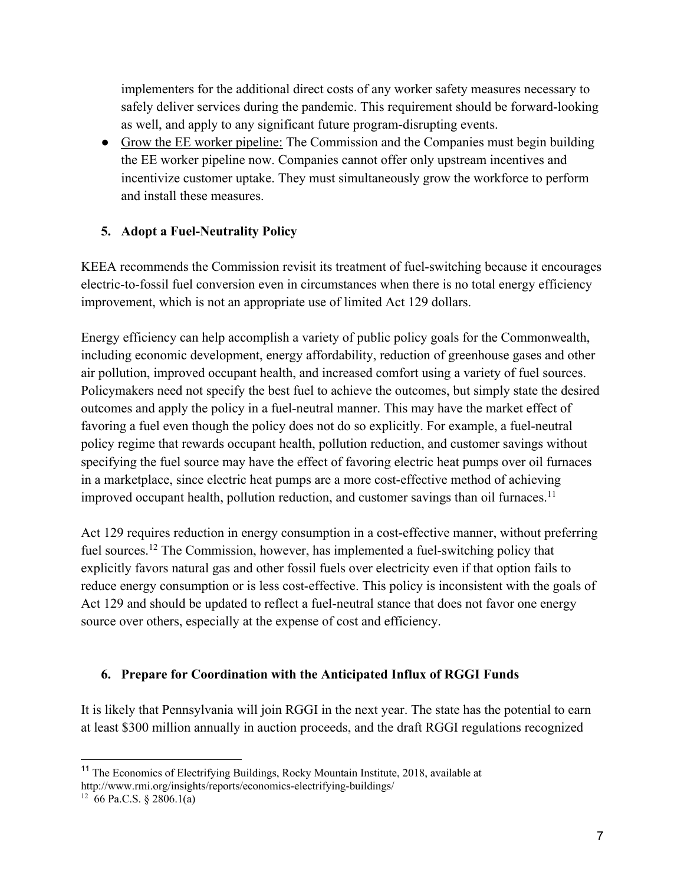implementers for the additional direct costs of any worker safety measures necessary to safely deliver services during the pandemic. This requirement should be forward-looking as well, and apply to any significant future program-disrupting events.

- Grow the EE worker pipeline: The Commission and the Companies must begin building the EE worker pipeline now. Companies cannot offer only upstream incentives and incentivize customer uptake. They must simultaneously grow the workforce to perform and install these measures.

### 5. Adopt a Fuel-Neutrality Policy

KEEA recommends the Commission revisit its treatment of fuel-switching because it encourages electric-to-fossil fuel conversion even in circumstances when there is no total energy efficiency improvement, which is not an appropriate use of limited Act 129 dollars.

Energy efficiency can help accomplish a variety of public policy goals for the Commonwealth, including economic development, energy affordability, reduction of greenhouse gases and other air pollution, improved occupant health, and increased comfort using a variety of fuel sources. Policymakers need not specify the best fuel to achieve the outcomes, but simply state the desired outcomes and apply the policy in a fuel-neutral manner. This may have the market effect of favoring a fuel even though the policy does not do so explicitly. For example, a fuel-neutral policy regime that rewards occupant health, pollution reduction, and customer savings without specifying the fuel source may have the effect of favoring electric heat pumps over oil furnaces in a marketplace, since electric heat pumps are a more cost-effective method of achieving improved occupant health, pollution reduction, and customer savings than oil furnaces.[11]

Act 129 requires reduction in energy consumption in a cost-effective manner, without preferring fuel sources.[12] The Commission, however, has implemented a fuel-switching policy that explicitly favors natural gas and other fossil fuels over electricity even if that option fails to reduce energy consumption or is less cost-effective. This policy is inconsistent with the goals of Act 129 and should be updated to reflect a fuel-neutral stance that does not favor one energy source over others, especially at the expense of cost and efficiency.

### 6. Prepare for Coordination with the Anticipated Influx of RGGI Funds

It is likely that Pennsylvania will join RGGI in the next year. The state has the potential to earn at least $300 million annually in auction proceeds, and the draft RGGI regulations recognized

---

[11] The Economics of Electrifying Buildings, Rocky Mountain Institute, 2018, available at http://www.rmi.org/insights/reports/economics-electrifying-buildings/

[12] 66 Pa.C.S. § 2806.1(a)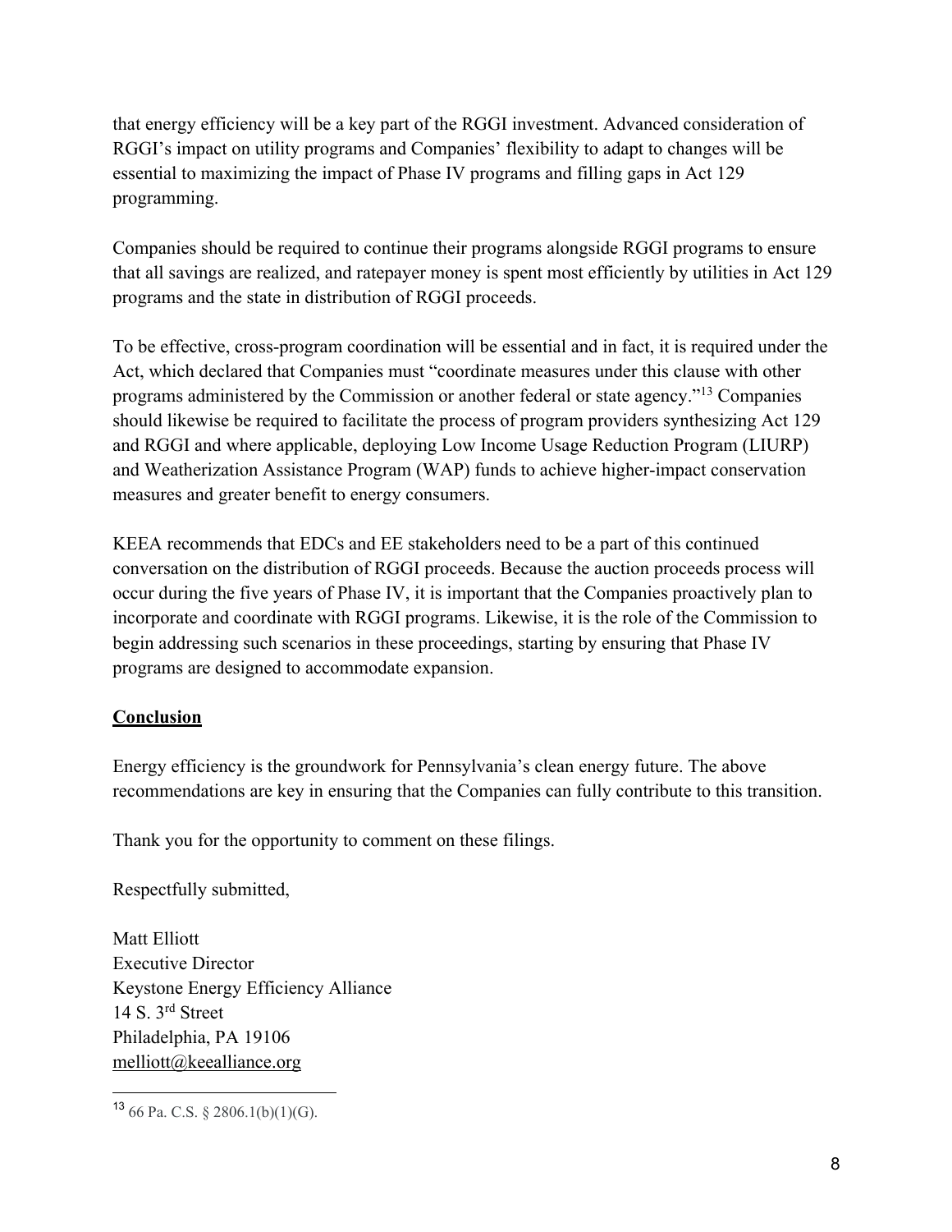that energy efficiency will be a key part of the RGGI investment. Advanced consideration of RGGI's impact on utility programs and Companies' flexibility to adapt to changes will be essential to maximizing the impact of Phase IV programs and filling gaps in Act 129 programming.

Companies should be required to continue their programs alongside RGGI programs to ensure that all savings are realized, and ratepayer money is spent most efficiently by utilities in Act 129 programs and the state in distribution of RGGI proceeds.

To be effective, cross-program coordination will be essential and in fact, it is required under the Act, which declared that Companies must "coordinate measures under this clause with other programs administered by the Commission or another federal or state agency."[13] Companies should likewise be required to facilitate the process of program providers synthesizing Act 129 and RGGI and where applicable, deploying Low Income Usage Reduction Program (LIURP) and Weatherization Assistance Program (WAP) funds to achieve higher-impact conservation measures and greater benefit to energy consumers.

KEEA recommends that EDCs and EE stakeholders need to be a part of this continued conversation on the distribution of RGGI proceeds. Because the auction proceeds process will occur during the five years of Phase IV, it is important that the Companies proactively plan to incorporate and coordinate with RGGI programs. Likewise, it is the role of the Commission to begin addressing such scenarios in these proceedings, starting by ensuring that Phase IV programs are designed to accommodate expansion.

## Conclusion

Energy efficiency is the groundwork for Pennsylvania's clean energy future. The above recommendations are key in ensuring that the Companies can fully contribute to this transition.

Thank you for the opportunity to comment on these filings.

Respectfully submitted,

Matt Elliott
Executive Director
Keystone Energy Efficiency Alliance
14 S. 3rd Street
Philadelphia, PA 19106
melliott@keealliance.org

---

[13] 66 Pa. C.S. § 2806.1(b)(1)(G).